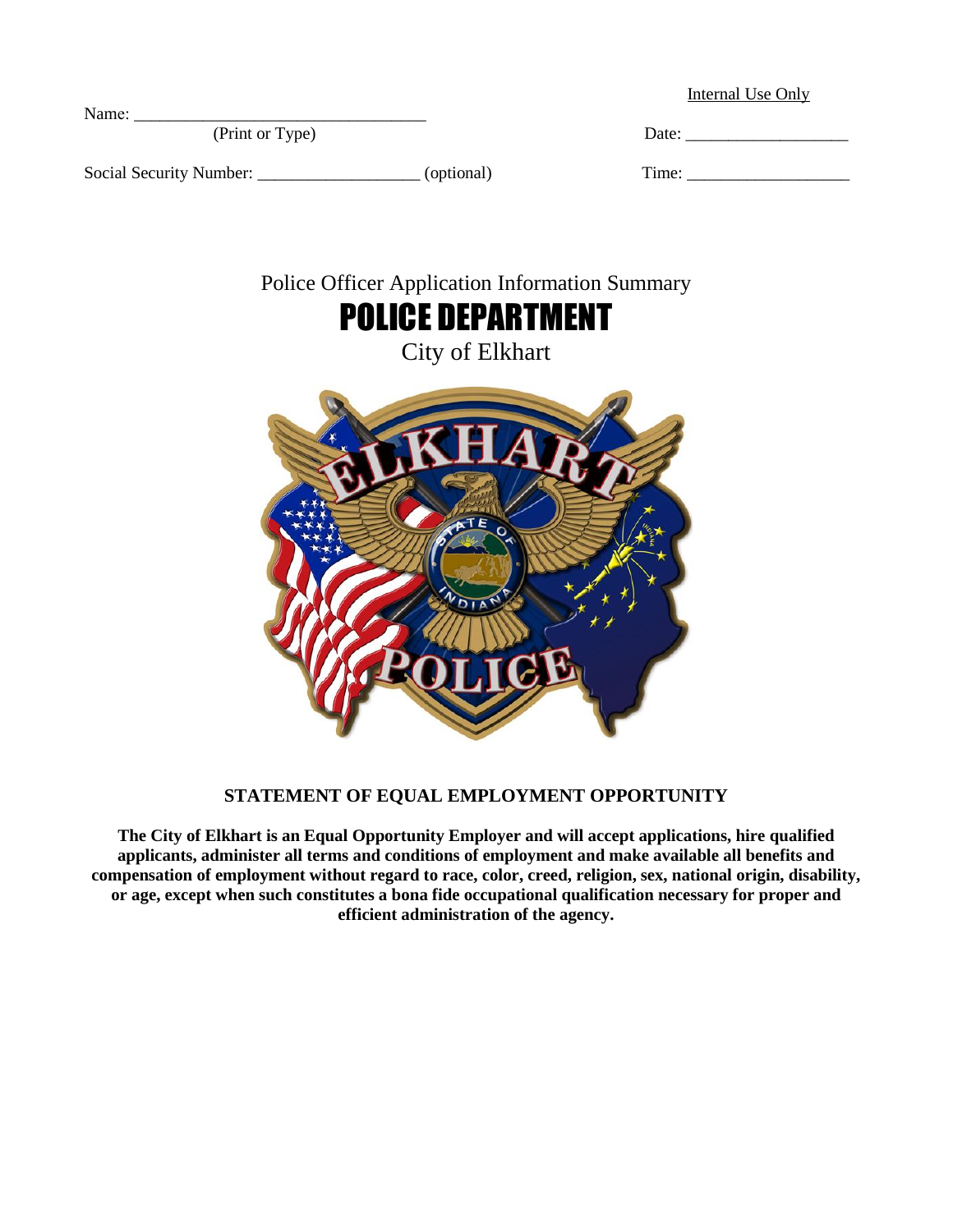Internal Use Only

Name: ___________________________________
(Print or Type)

Date: ___________________

Social Security Number: __________________ (optional)

Time: ___________________

Police Officer Application Information Summary

# POLICE DEPARTMENT

City of Elkhart

**STATEMENT OF EQUAL EMPLOYMENT OPPORTUNITY**

**The City of Elkhart is an Equal Opportunity Employer and will accept applications, hire qualified applicants, administer all terms and conditions of employment and make available all benefits and compensation of employment without regard to race, color, creed, religion, sex, national origin, disability, or age, except when such constitutes a bona fide occupational qualification necessary for proper and efficient administration of the agency.**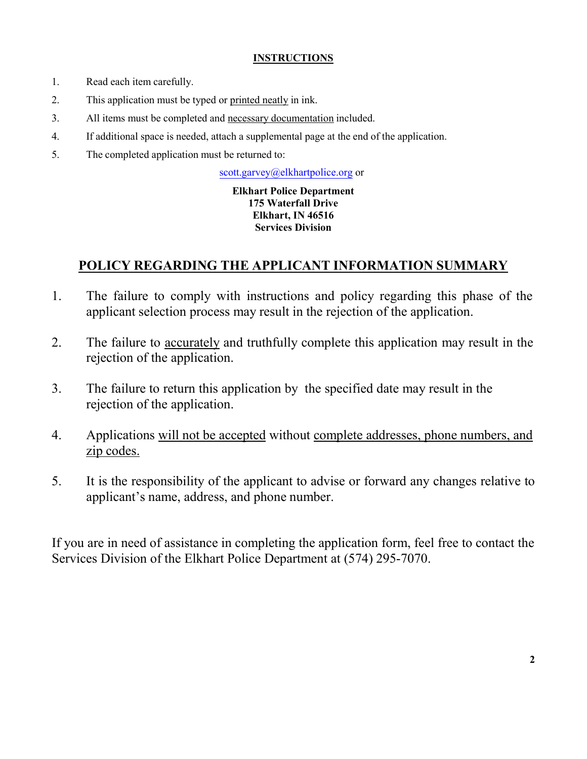## INSTRUCTIONS

1. Read each item carefully.
2. This application must be typed or printed neatly in ink.
3. All items must be completed and necessary documentation included.
4. If additional space is needed, attach a supplemental page at the end of the application.
5. The completed application must be returned to:

scott.garvey@elkhartpolice.org or

**Elkhart Police Department**
**175 Waterfall Drive**
**Elkhart, IN 46516**
**Services Division**

## POLICY REGARDING THE APPLICANT INFORMATION SUMMARY

1. The failure to comply with instructions and policy regarding this phase of the applicant selection process may result in the rejection of the application.
2. The failure to accurately and truthfully complete this application may result in the rejection of the application.
3. The failure to return this application by the specified date may result in the rejection of the application.
4. Applications will not be accepted without complete addresses, phone numbers, and zip codes.
5. It is the responsibility of the applicant to advise or forward any changes relative to applicant's name, address, and phone number.

If you are in need of assistance in completing the application form, feel free to contact the Services Division of the Elkhart Police Department at (574) 295-7070.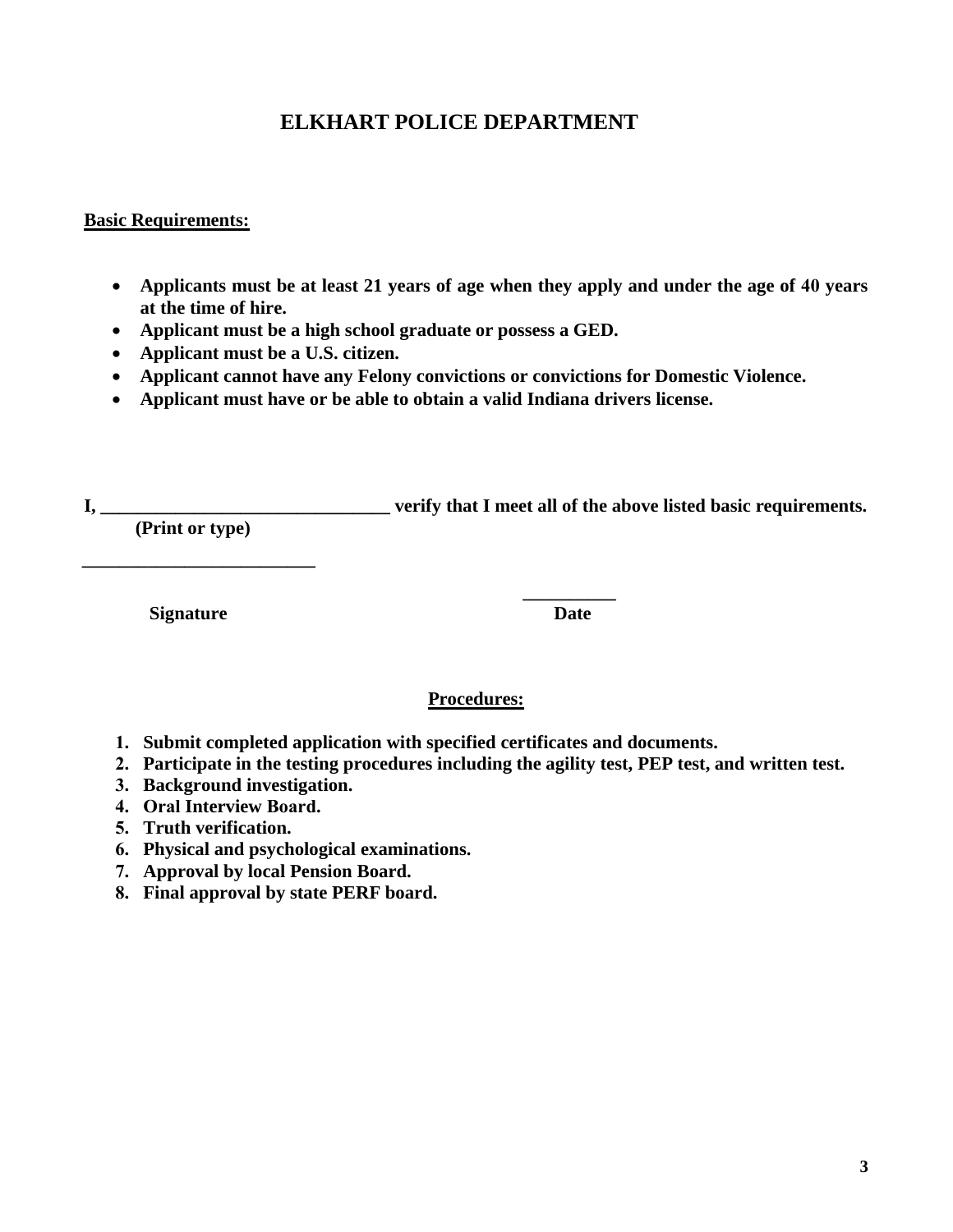# ELKHART POLICE DEPARTMENT

**Basic Requirements:**

- **Applicants must be at least 21 years of age when they apply and under the age of 40 years at the time of hire.**
- **Applicant must be a high school graduate or possess a GED.**
- **Applicant must be a U.S. citizen.**
- **Applicant cannot have any Felony convictions or convictions for Domestic Violence.**
- **Applicant must have or be able to obtain a valid Indiana drivers license.**

**I, ________________________________ verify that I meet all of the above listed basic requirements.**
**(Print or type)**

**__________________________** **__________**
**Signature** **Date**

**Procedures:**

1. **Submit completed application with specified certificates and documents.**
2. **Participate in the testing procedures including the agility test, PEP test, and written test.**
3. **Background investigation.**
4. **Oral Interview Board.**
5. **Truth verification.**
6. **Physical and psychological examinations.**
7. **Approval by local Pension Board.**
8. **Final approval by state PERF board.**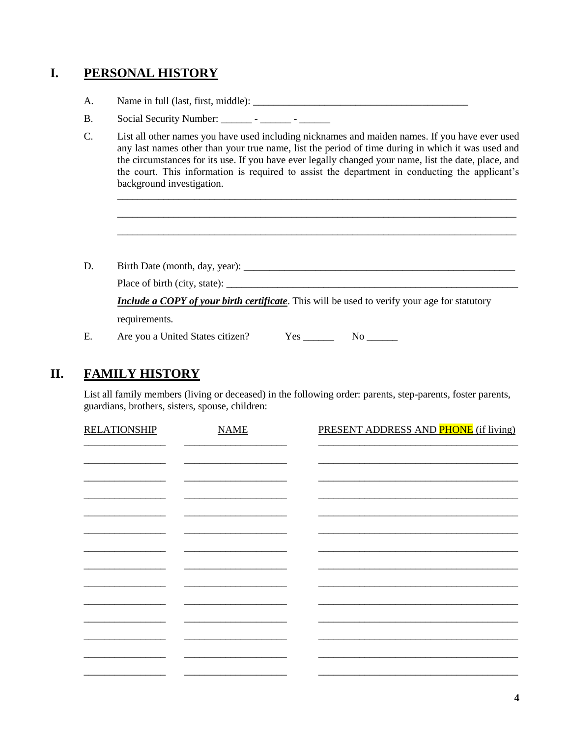# I. PERSONAL HISTORY

A. Name in full (last, first, middle): ___________________________________________

B. Social Security Number: ______ - ______ - ______

C. List all other names you have used including nicknames and maiden names. If you have ever used any last names other than your true name, list the period of time during in which it was used and the circumstances for its use. If you have ever legally changed your name, list the date, place, and the court. This information is required to assist the department in conducting the applicant's background investigation.

_________________________________________________________________________________

_________________________________________________________________________________

_________________________________________________________________________________

D. Birth Date (month, day, year): ________________________________________________________

Place of birth (city, state): ___________________________________________________________

***Include a COPY of your birth certificate***. This will be used to verify your age for statutory requirements.

E. Are you a United States citizen? Yes ______ No ______

# II. FAMILY HISTORY

List all family members (living or deceased) in the following order: parents, step-parents, foster parents, guardians, brothers, sisters, spouse, children:

| RELATIONSHIP | NAME | PRESENT ADDRESS AND PHONE (if living) |
|---|---|---|
| | | |
| | | |
| | | |
| | | |
| | | |
| | | |
| | | |
| | | |
| | | |
| | | |
| | | |
| | | |
| | | |
| | | |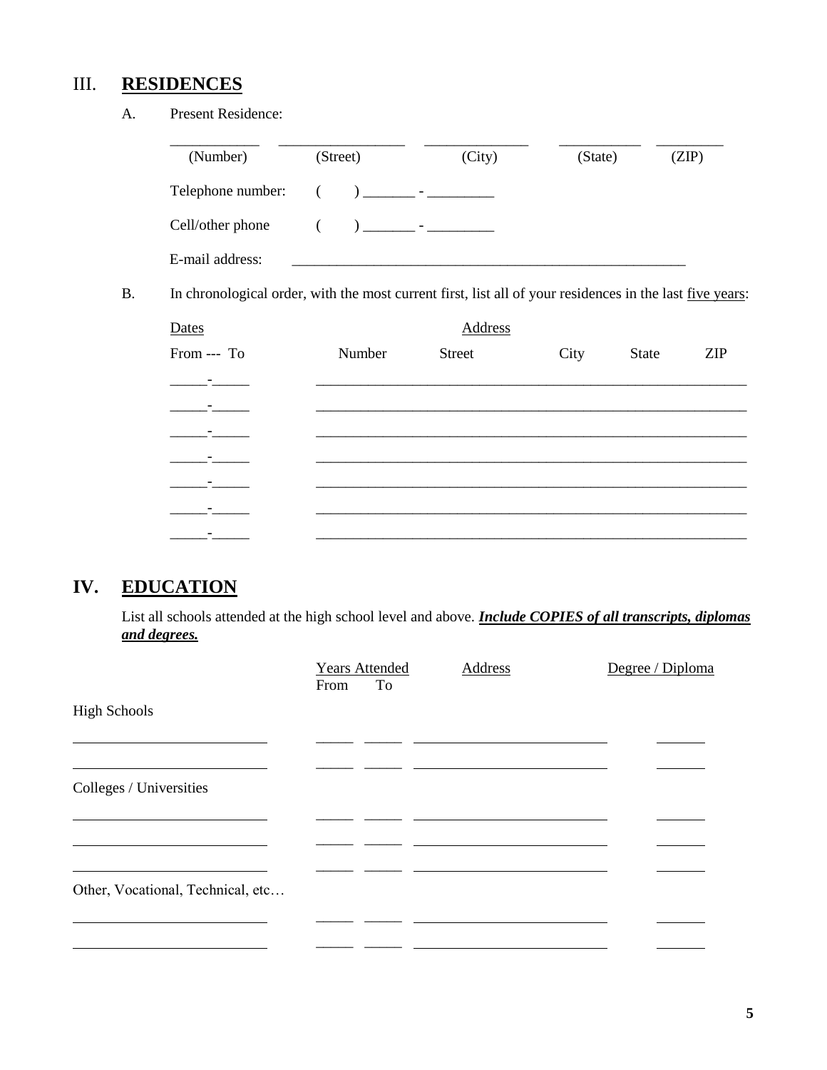## III. RESIDENCES

A. Present Residence:

| (Number) | (Street) | (City) | (State) | (ZIP) |
|---|---|---|---|---|
| ___________ | ________________ | _____________ | __________ | _________ |

Telephone number: ( ) _______ - _________

Cell/other phone ( ) _______ - _________

E-mail address: ______________________________________________________

B. In chronological order, with the most current first, list all of your residences in the last five years:

| Dates | | | Address | | |
|---|---|---|---|---|---|
| From --- To | Number | Street | City | State | ZIP |
| _____-_____ | | | | | |
| _____-_____ | | | | | |
| _____-_____ | | | | | |
| _____-_____ | | | | | |
| _____-_____ | | | | | |
| _____-_____ | | | | | |
| _____-_____ | | | | | |

## IV. EDUCATION

List all schools attended at the high school level and above. ***Include COPIES of all transcripts, diplomas and degrees.***

| | Years Attended | | Address | Degree / Diploma |
|---|---|---|---|---|
| | From | To | | |
| **High Schools** | | | | |
| | | | | |
| | | | | |
| **Colleges / Universities** | | | | |
| | | | | |
| | | | | |
| | | | | |
| **Other, Vocational, Technical, etc…** | | | | |
| | | | | |
| | | | | |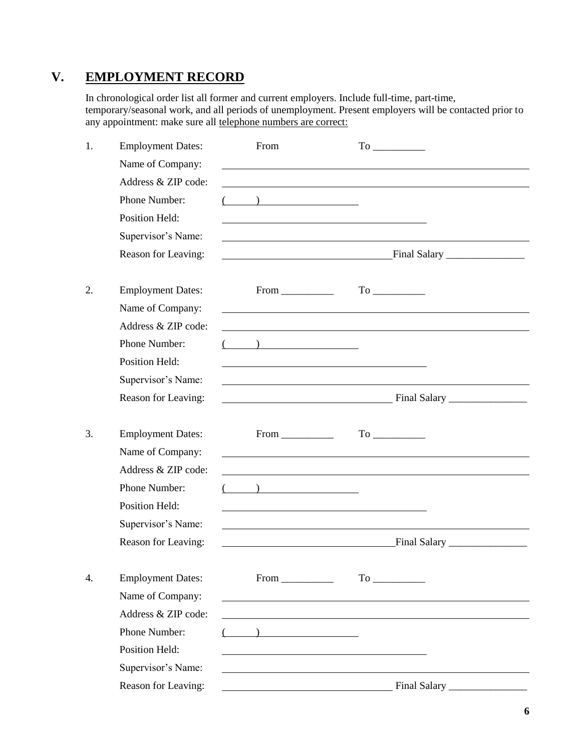## V. EMPLOYMENT RECORD

In chronological order list all former and current employers. Include full-time, part-time, temporary/seasonal work, and all periods of unemployment. Present employers will be contacted prior to any appointment: make sure all telephone numbers are correct:

1. Employment Dates: From To __________
   Name of Company: ____________________
   Address & ZIP code: ____________________
   Phone Number: (      ) ____________________
   Position Held: ____________________
   Supervisor's Name: ____________________
   Reason for Leaving: ____________________ Final Salary _______________

2. Employment Dates: From __________ To __________
   Name of Company: ____________________
   Address & ZIP code: ____________________
   Phone Number: (      ) ____________________
   Position Held: ____________________
   Supervisor's Name: ____________________
   Reason for Leaving: ____________________ Final Salary _______________

3. Employment Dates: From __________ To __________
   Name of Company: ____________________
   Address & ZIP code: ____________________
   Phone Number: (      ) ____________________
   Position Held: ____________________
   Supervisor's Name: ____________________
   Reason for Leaving: ____________________ Final Salary _______________

4. Employment Dates: From __________ To __________
   Name of Company: ____________________
   Address & ZIP code: ____________________
   Phone Number: (      ) ____________________
   Position Held: ____________________
   Supervisor's Name: ____________________
   Reason for Leaving: ____________________ Final Salary _______________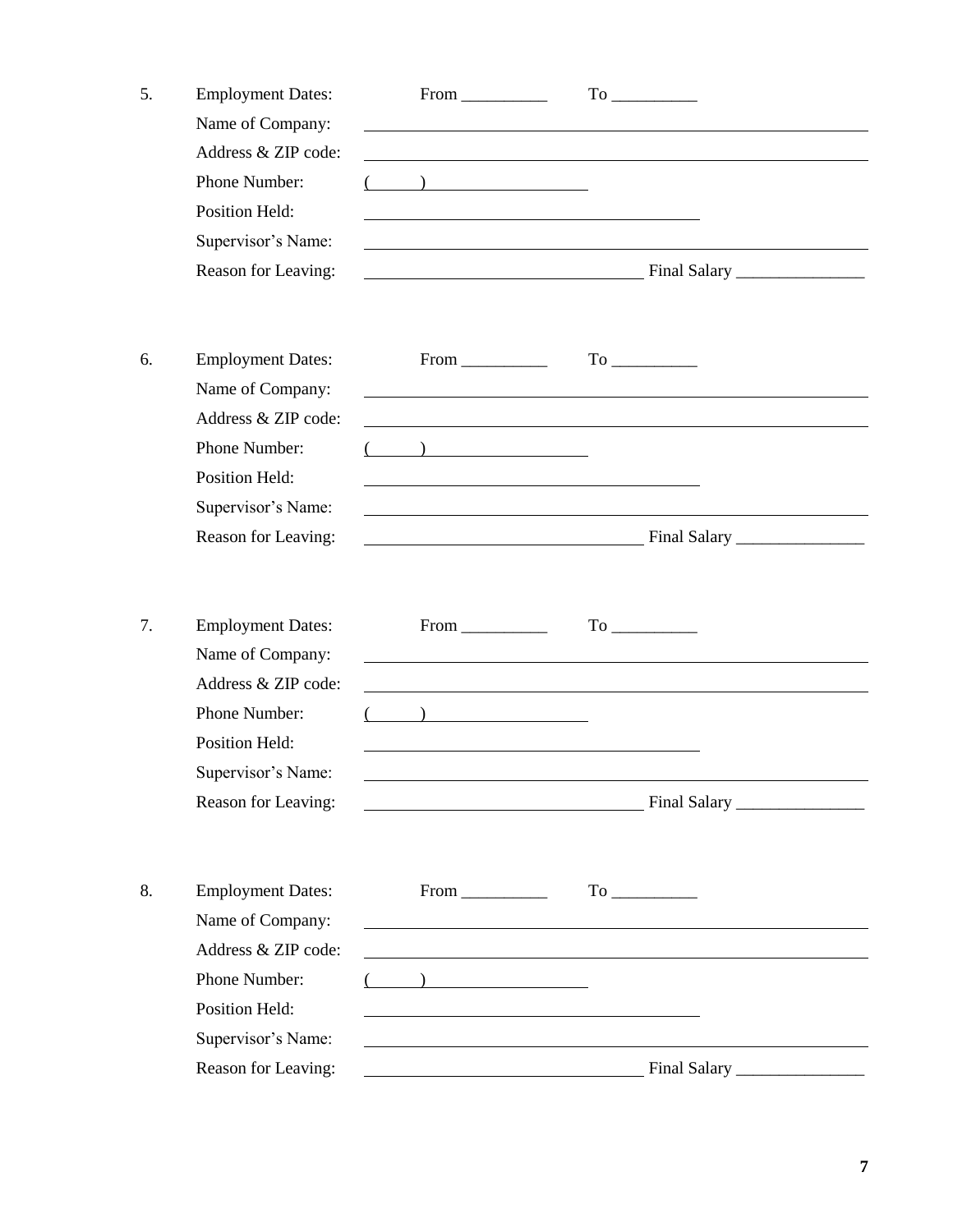5. Employment Dates: From __________ To __________

   Name of Company: ____________________________________________

   Address & ZIP code: ____________________________________________

   Phone Number: (      ) ____________________

   Position Held: ______________________________

   Supervisor's Name: ____________________________________________

   Reason for Leaving: _________________________ Final Salary _______________

6. Employment Dates: From __________ To __________

   Name of Company: ____________________________________________

   Address & ZIP code: ____________________________________________

   Phone Number: (      ) ____________________

   Position Held: ______________________________

   Supervisor's Name: ____________________________________________

   Reason for Leaving: _________________________ Final Salary _______________

7. Employment Dates: From __________ To __________

   Name of Company: ____________________________________________

   Address & ZIP code: ____________________________________________

   Phone Number: (      ) ____________________

   Position Held: ______________________________

   Supervisor's Name: ____________________________________________

   Reason for Leaving: _________________________ Final Salary _______________

8. Employment Dates: From __________ To __________

   Name of Company: ____________________________________________

   Address & ZIP code: ____________________________________________

   Phone Number: (      ) ____________________

   Position Held: ______________________________

   Supervisor's Name: ____________________________________________

   Reason for Leaving: _________________________ Final Salary _______________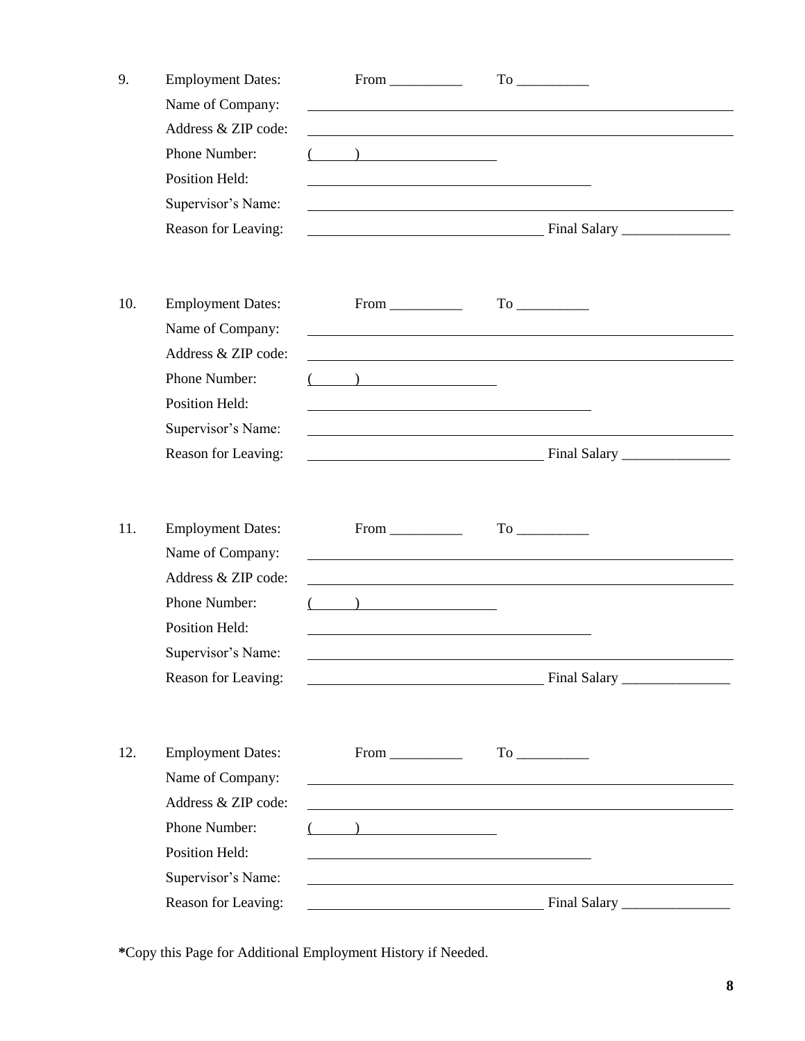9. Employment Dates: From __________ To __________

   Name of Company: ____________________________________________

   Address & ZIP code: ____________________________________________

   Phone Number: (      ) ____________________

   Position Held: ______________________________

   Supervisor's Name: ____________________________________________

   Reason for Leaving: ________________________ Final Salary _______________

10. Employment Dates: From __________ To __________

    Name of Company: ____________________________________________

    Address & ZIP code: ____________________________________________

    Phone Number: (      ) ____________________

    Position Held: ______________________________

    Supervisor's Name: ____________________________________________

    Reason for Leaving: ________________________ Final Salary _______________

11. Employment Dates: From __________ To __________

    Name of Company: ____________________________________________

    Address & ZIP code: ____________________________________________

    Phone Number: (      ) ____________________

    Position Held: ______________________________

    Supervisor's Name: ____________________________________________

    Reason for Leaving: ________________________ Final Salary _______________

12. Employment Dates: From __________ To __________

    Name of Company: ____________________________________________

    Address & ZIP code: ____________________________________________

    Phone Number: (      ) ____________________

    Position Held: ______________________________

    Supervisor's Name: ____________________________________________

    Reason for Leaving: ________________________ Final Salary _______________

**\***Copy this Page for Additional Employment History if Needed.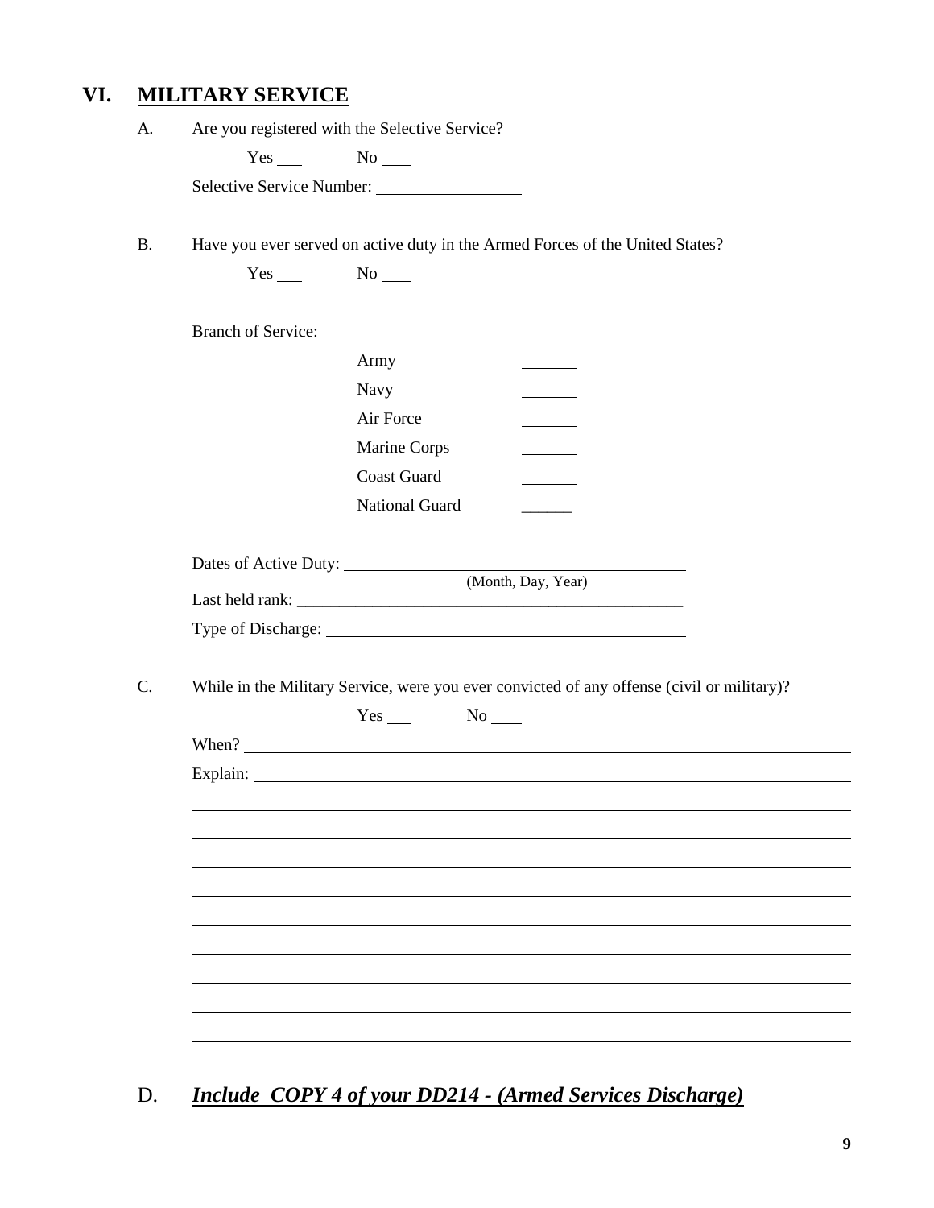# VI. MILITARY SERVICE

A. Are you registered with the Selective Service?

Yes ___ No ___

Selective Service Number: ________________

B. Have you ever served on active duty in the Armed Forces of the United States?

Yes ___ No ___

Branch of Service:

| | |
|---|---|
| Army | ______ |
| Navy | ______ |
| Air Force | ______ |
| Marine Corps | ______ |
| Coast Guard | ______ |
| National Guard | ______ |

Dates of Active Duty: ________________________________________
(Month, Day, Year)

Last held rank: ______________________________________________

Type of Discharge: ___________________________________________

C. While in the Military Service, were you ever convicted of any offense (civil or military)?

Yes ___ No ___

When? ______________________________________________________________

Explain: _____________________________________________________________

_____________________________________________________________________

_____________________________________________________________________

_____________________________________________________________________

_____________________________________________________________________

_____________________________________________________________________

_____________________________________________________________________

_____________________________________________________________________

_____________________________________________________________________

_____________________________________________________________________

D. ***Include COPY 4 of your DD214 - (Armed Services Discharge)***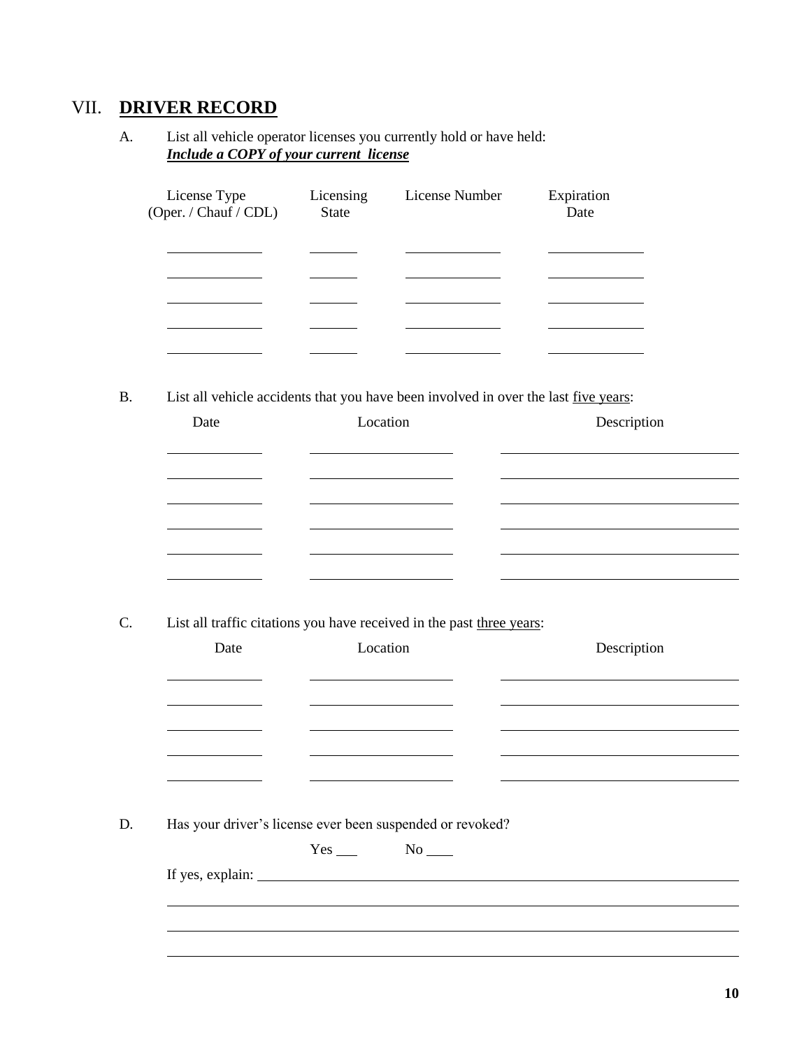## VII. **DRIVER RECORD**

A. List all vehicle operator licenses you currently hold or have held:
***Include a COPY of your current license***

| License Type (Oper. / Chauf / CDL) | Licensing State | License Number | Expiration Date |
|---|---|---|---|
| | | | |
| | | | |
| | | | |
| | | | |
| | | | |

B. List all vehicle accidents that you have been involved in over the last five years:

| Date | Location | Description |
|---|---|---|
| | | |
| | | |
| | | |
| | | |
| | | |
| | | |

C. List all traffic citations you have received in the past three years:

| Date | Location | Description |
|---|---|---|
| | | |
| | | |
| | | |
| | | |
| | | |

D. Has your driver's license ever been suspended or revoked?

Yes ___ No ___

If yes, explain: ______________________________________________

______________________________________________

______________________________________________

______________________________________________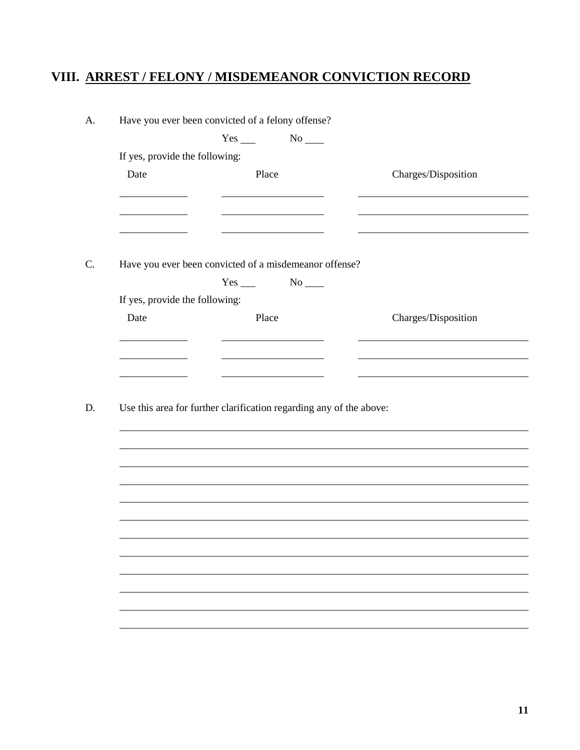## VIII. ARREST / FELONY / MISDEMEANOR CONVICTION RECORD

A. Have you ever been convicted of a felony offense?

Yes ___ No ___

If yes, provide the following:

| Date | Place | Charges/Disposition |
|---|---|---|
| | | |
| | | |
| | | |

C. Have you ever been convicted of a misdemeanor offense?

Yes ___ No ___

If yes, provide the following:

| Date | Place | Charges/Disposition |
|---|---|---|
| | | |
| | | |
| | | |

D. Use this area for further clarification regarding any of the above:

______________________________________________________________________

______________________________________________________________________

______________________________________________________________________

______________________________________________________________________

______________________________________________________________________

______________________________________________________________________

______________________________________________________________________

______________________________________________________________________

______________________________________________________________________

______________________________________________________________________

______________________________________________________________________

______________________________________________________________________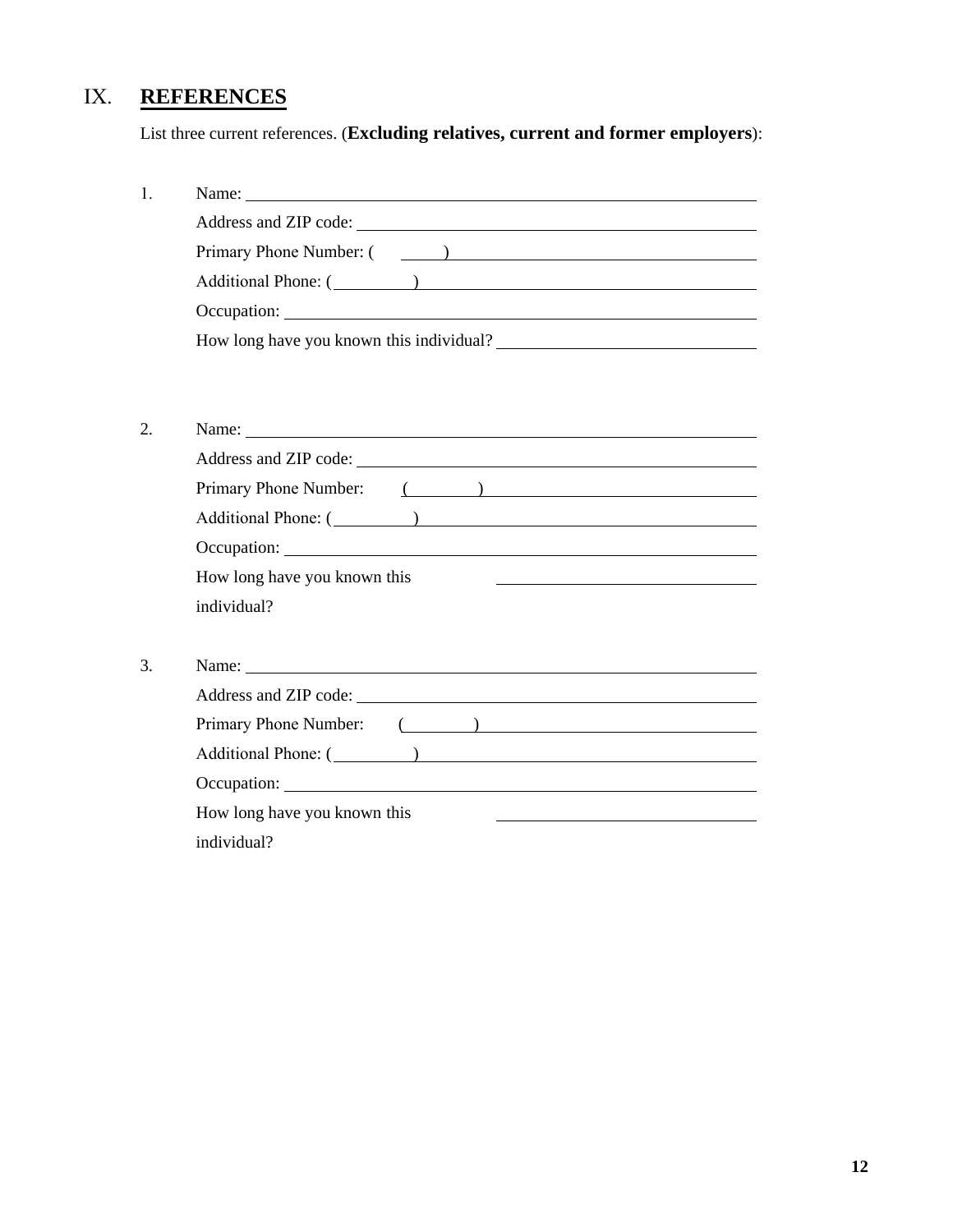## IX. REFERENCES

List three current references. (**Excluding relatives, current and former employers**):

1. Name: ______________________________________________
   Address and ZIP code: ______________________________________
   Primary Phone Number: ( ______ ) ______________________________
   Additional Phone: ( ______ ) __________________________________
   Occupation: ___________________________________________
   How long have you known this individual? ______________________

2. Name: ______________________________________________
   Address and ZIP code: ______________________________________
   Primary Phone Number: ( ______ ) ______________________________
   Additional Phone: ( ______ ) __________________________________
   Occupation: ___________________________________________
   How long have you known this individual? ______________________

3. Name: ______________________________________________
   Address and ZIP code: ______________________________________
   Primary Phone Number: ( ______ ) ______________________________
   Additional Phone: ( ______ ) __________________________________
   Occupation: ___________________________________________
   How long have you known this individual? ______________________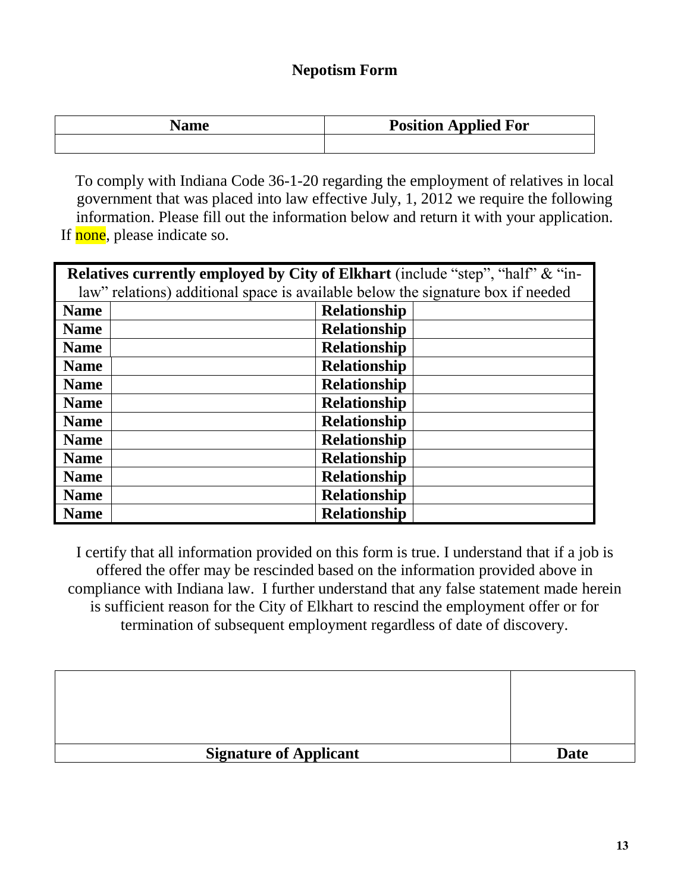## Nepotism Form

| Name | Position Applied For |
| --- | --- |
| | |

To comply with Indiana Code 36-1-20 regarding the employment of relatives in local government that was placed into law effective July, 1, 2012 we require the following information. Please fill out the information below and return it with your application. If none, please indicate so.

| **Relatives currently employed by City of Elkhart** (include "step", "half" & "in-law" relations) additional space is available below the signature box if needed | | | |
| --- | --- | --- | --- |
| **Name** | | **Relationship** | |
| **Name** | | **Relationship** | |
| **Name** | | **Relationship** | |
| **Name** | | **Relationship** | |
| **Name** | | **Relationship** | |
| **Name** | | **Relationship** | |
| **Name** | | **Relationship** | |
| **Name** | | **Relationship** | |
| **Name** | | **Relationship** | |
| **Name** | | **Relationship** | |
| **Name** | | **Relationship** | |
| **Name** | | **Relationship** | |

I certify that all information provided on this form is true. I understand that if a job is offered the offer may be rescinded based on the information provided above in compliance with Indiana law. I further understand that any false statement made herein is sufficient reason for the City of Elkhart to rescind the employment offer or for termination of subsequent employment regardless of date of discovery.

| | |
| --- | --- |
| **Signature of Applicant** | **Date** |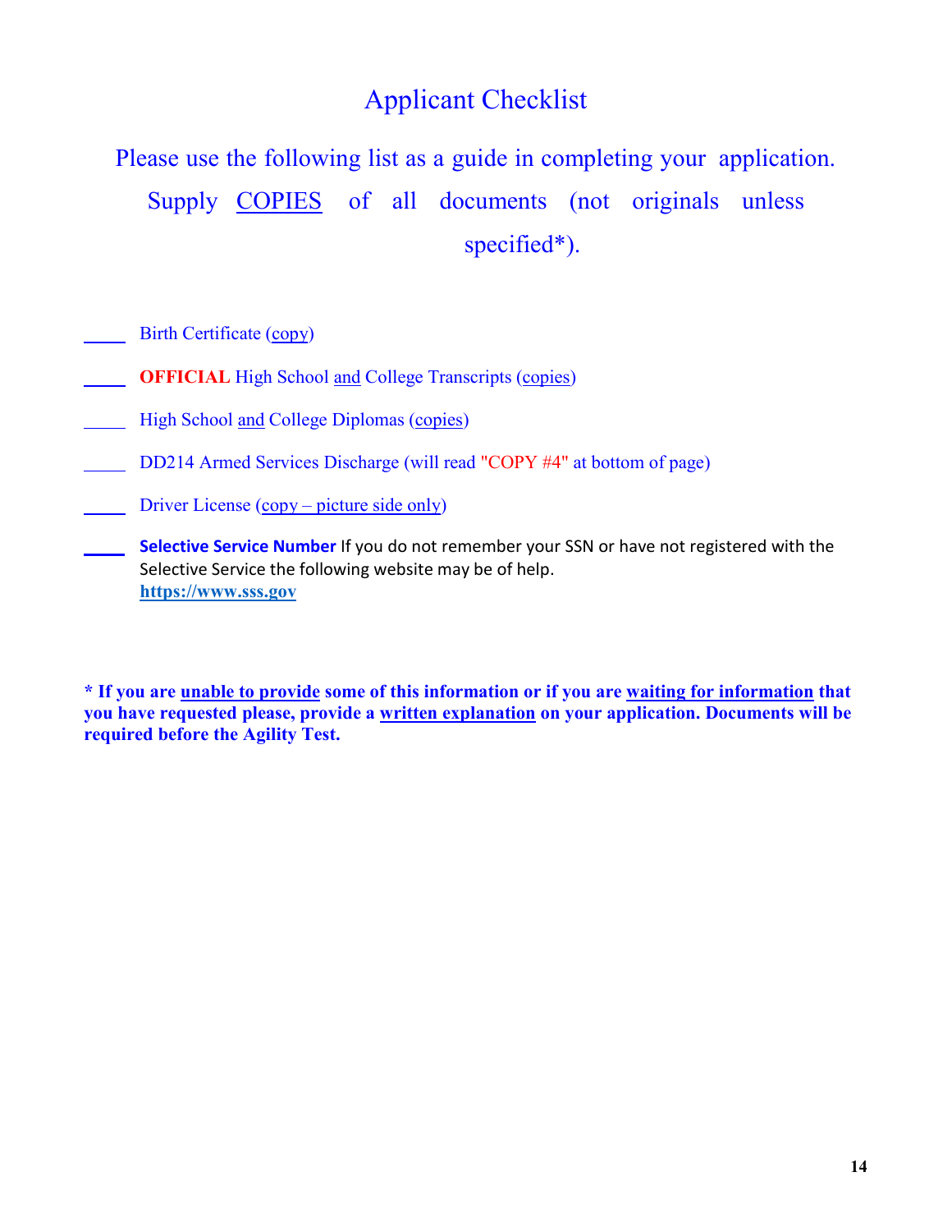# Applicant Checklist

Please use the following list as a guide in completing your application. Supply COPIES of all documents (not originals unless specified*).

_____ Birth Certificate (copy)

_____ **OFFICIAL** High School and College Transcripts (copies)

_____ High School and College Diplomas (copies)

_____ DD214 Armed Services Discharge (will read "COPY #4" at bottom of page)

_____ Driver License (copy – picture side only)

_____ **Selective Service Number** If you do not remember your SSN or have not registered with the Selective Service the following website may be of help.
**https://www.sss.gov**

**\* If you are unable to provide some of this information or if you are waiting for information that you have requested please, provide a written explanation on your application. Documents will be required before the Agility Test.**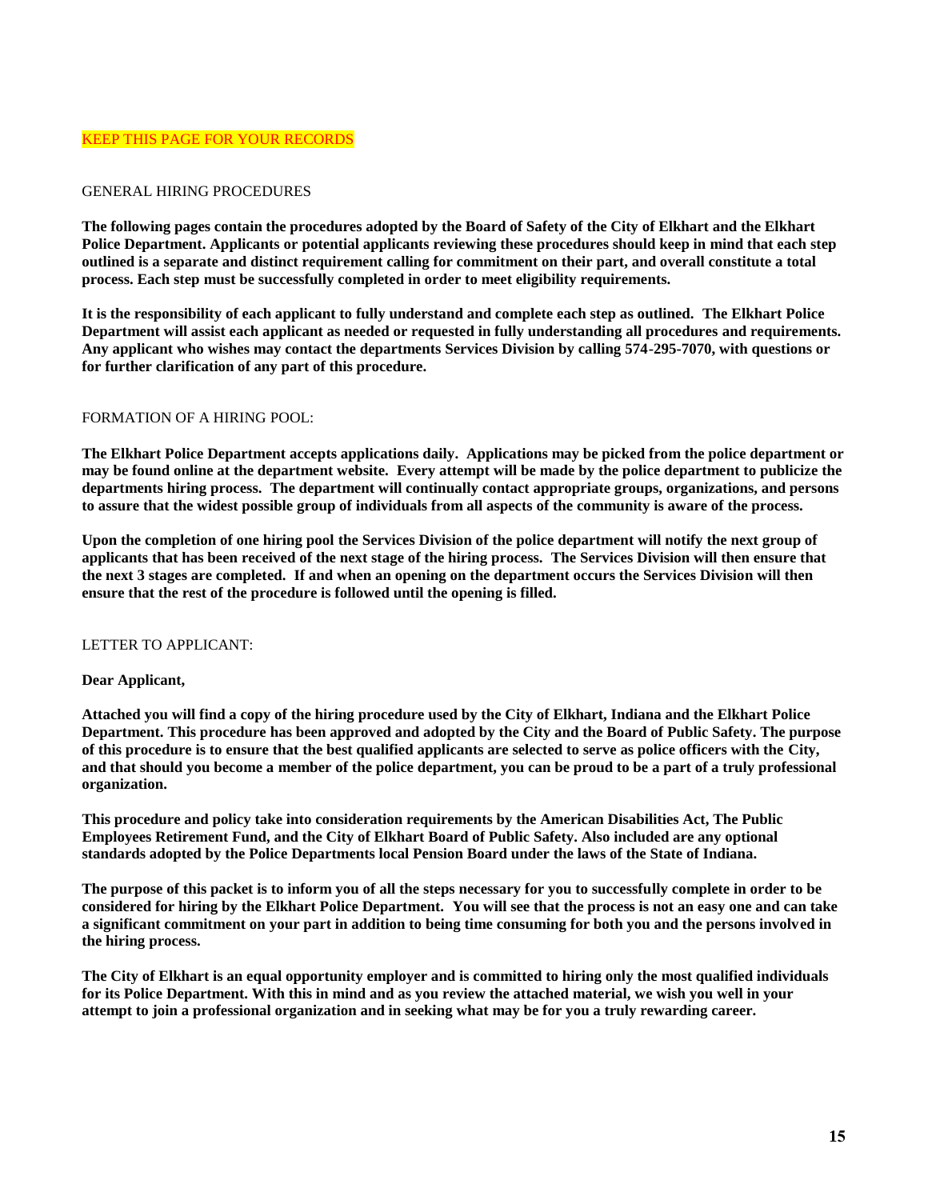KEEP THIS PAGE FOR YOUR RECORDS

GENERAL HIRING PROCEDURES

**The following pages contain the procedures adopted by the Board of Safety of the City of Elkhart and the Elkhart Police Department. Applicants or potential applicants reviewing these procedures should keep in mind that each step outlined is a separate and distinct requirement calling for commitment on their part, and overall constitute a total process. Each step must be successfully completed in order to meet eligibility requirements.**

**It is the responsibility of each applicant to fully understand and complete each step as outlined. The Elkhart Police Department will assist each applicant as needed or requested in fully understanding all procedures and requirements. Any applicant who wishes may contact the departments Services Division by calling 574-295-7070, with questions or for further clarification of any part of this procedure.**

FORMATION OF A HIRING POOL:

**The Elkhart Police Department accepts applications daily. Applications may be picked from the police department or may be found online at the department website. Every attempt will be made by the police department to publicize the departments hiring process. The department will continually contact appropriate groups, organizations, and persons to assure that the widest possible group of individuals from all aspects of the community is aware of the process.**

**Upon the completion of one hiring pool the Services Division of the police department will notify the next group of applicants that has been received of the next stage of the hiring process. The Services Division will then ensure that the next 3 stages are completed. If and when an opening on the department occurs the Services Division will then ensure that the rest of the procedure is followed until the opening is filled.**

LETTER TO APPLICANT:

**Dear Applicant,**

**Attached you will find a copy of the hiring procedure used by the City of Elkhart, Indiana and the Elkhart Police Department. This procedure has been approved and adopted by the City and the Board of Public Safety. The purpose of this procedure is to ensure that the best qualified applicants are selected to serve as police officers with the City, and that should you become a member of the police department, you can be proud to be a part of a truly professional organization.**

**This procedure and policy take into consideration requirements by the American Disabilities Act, The Public Employees Retirement Fund, and the City of Elkhart Board of Public Safety. Also included are any optional standards adopted by the Police Departments local Pension Board under the laws of the State of Indiana.**

**The purpose of this packet is to inform you of all the steps necessary for you to successfully complete in order to be considered for hiring by the Elkhart Police Department. You will see that the process is not an easy one and can take a significant commitment on your part in addition to being time consuming for both you and the persons involved in the hiring process.**

**The City of Elkhart is an equal opportunity employer and is committed to hiring only the most qualified individuals for its Police Department. With this in mind and as you review the attached material, we wish you well in your attempt to join a professional organization and in seeking what may be for you a truly rewarding career.**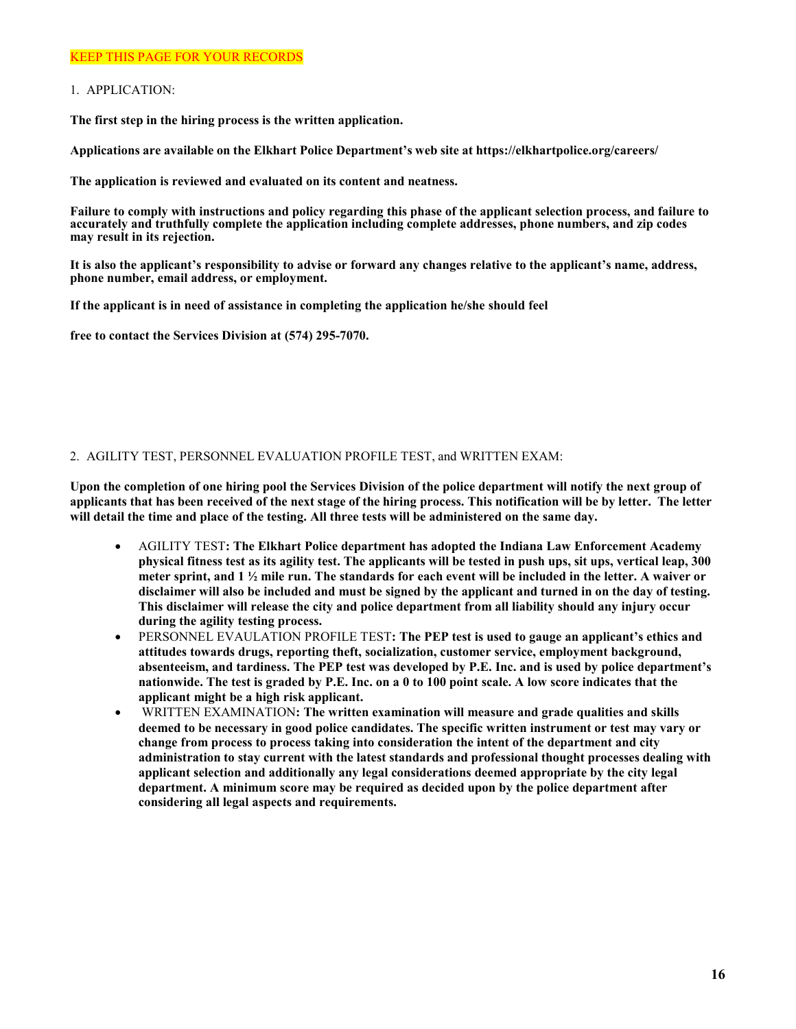KEEP THIS PAGE FOR YOUR RECORDS

1. APPLICATION:

**The first step in the hiring process is the written application.**

**Applications are available on the Elkhart Police Department's web site at https://elkhartpolice.org/careers/**

**The application is reviewed and evaluated on its content and neatness.**

**Failure to comply with instructions and policy regarding this phase of the applicant selection process, and failure to accurately and truthfully complete the application including complete addresses, phone numbers, and zip codes may result in its rejection.**

**It is also the applicant's responsibility to advise or forward any changes relative to the applicant's name, address, phone number, email address, or employment.**

**If the applicant is in need of assistance in completing the application he/she should feel**

**free to contact the Services Division at (574) 295-7070.**

2. AGILITY TEST, PERSONNEL EVALUATION PROFILE TEST, and WRITTEN EXAM:

**Upon the completion of one hiring pool the Services Division of the police department will notify the next group of applicants that has been received of the next stage of the hiring process. This notification will be by letter. The letter will detail the time and place of the testing. All three tests will be administered on the same day.**

- AGILITY TEST**: The Elkhart Police department has adopted the Indiana Law Enforcement Academy physical fitness test as its agility test. The applicants will be tested in push ups, sit ups, vertical leap, 300 meter sprint, and 1 ½ mile run. The standards for each event will be included in the letter. A waiver or disclaimer will also be included and must be signed by the applicant and turned in on the day of testing. This disclaimer will release the city and police department from all liability should any injury occur during the agility testing process.**
- PERSONNEL EVAULATION PROFILE TEST**: The PEP test is used to gauge an applicant's ethics and attitudes towards drugs, reporting theft, socialization, customer service, employment background, absenteeism, and tardiness. The PEP test was developed by P.E. Inc. and is used by police department's nationwide. The test is graded by P.E. Inc. on a 0 to 100 point scale. A low score indicates that the applicant might be a high risk applicant.**
- WRITTEN EXAMINATION**: The written examination will measure and grade qualities and skills deemed to be necessary in good police candidates. The specific written instrument or test may vary or change from process to process taking into consideration the intent of the department and city administration to stay current with the latest standards and professional thought processes dealing with applicant selection and additionally any legal considerations deemed appropriate by the city legal department. A minimum score may be required as decided upon by the police department after considering all legal aspects and requirements.**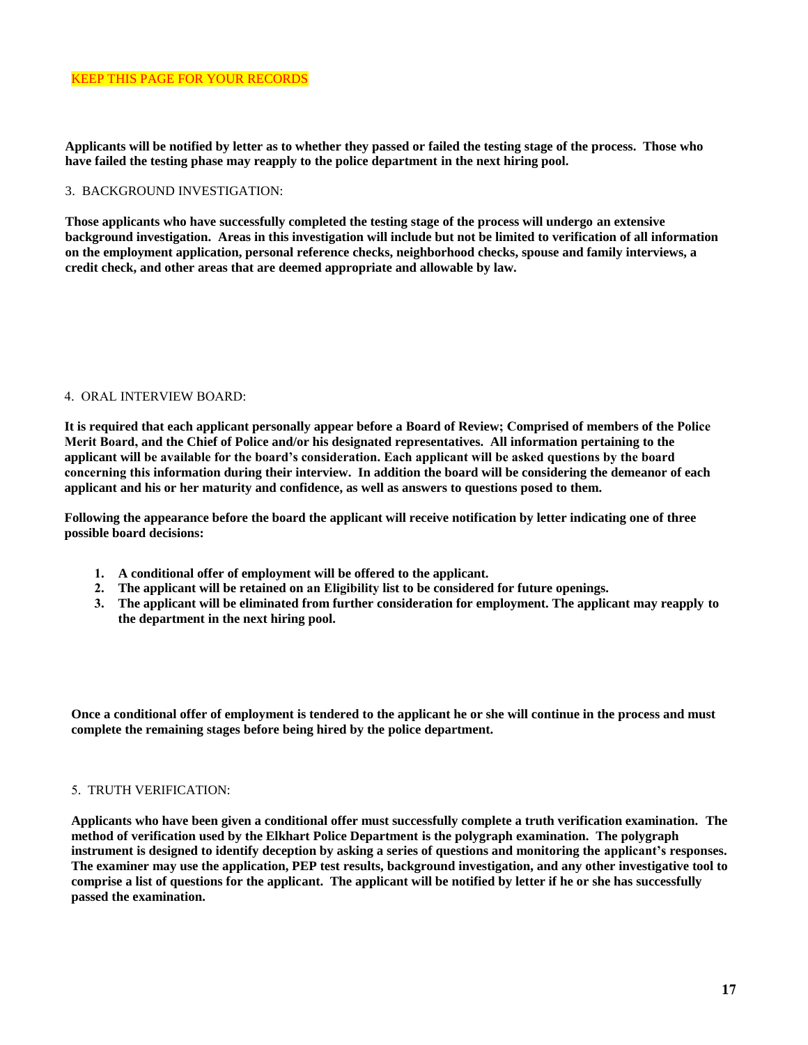KEEP THIS PAGE FOR YOUR RECORDS

**Applicants will be notified by letter as to whether they passed or failed the testing stage of the process. Those who have failed the testing phase may reapply to the police department in the next hiring pool.**

3. BACKGROUND INVESTIGATION:

**Those applicants who have successfully completed the testing stage of the process will undergo an extensive background investigation. Areas in this investigation will include but not be limited to verification of all information on the employment application, personal reference checks, neighborhood checks, spouse and family interviews, a credit check, and other areas that are deemed appropriate and allowable by law.**

4. ORAL INTERVIEW BOARD:

**It is required that each applicant personally appear before a Board of Review; Comprised of members of the Police Merit Board, and the Chief of Police and/or his designated representatives. All information pertaining to the applicant will be available for the board's consideration. Each applicant will be asked questions by the board concerning this information during their interview. In addition the board will be considering the demeanor of each applicant and his or her maturity and confidence, as well as answers to questions posed to them.**

**Following the appearance before the board the applicant will receive notification by letter indicating one of three possible board decisions:**

1. **A conditional offer of employment will be offered to the applicant.**
2. **The applicant will be retained on an Eligibility list to be considered for future openings.**
3. **The applicant will be eliminated from further consideration for employment. The applicant may reapply to the department in the next hiring pool.**

**Once a conditional offer of employment is tendered to the applicant he or she will continue in the process and must complete the remaining stages before being hired by the police department.**

5. TRUTH VERIFICATION:

**Applicants who have been given a conditional offer must successfully complete a truth verification examination. The method of verification used by the Elkhart Police Department is the polygraph examination. The polygraph instrument is designed to identify deception by asking a series of questions and monitoring the applicant's responses. The examiner may use the application, PEP test results, background investigation, and any other investigative tool to comprise a list of questions for the applicant. The applicant will be notified by letter if he or she has successfully passed the examination.**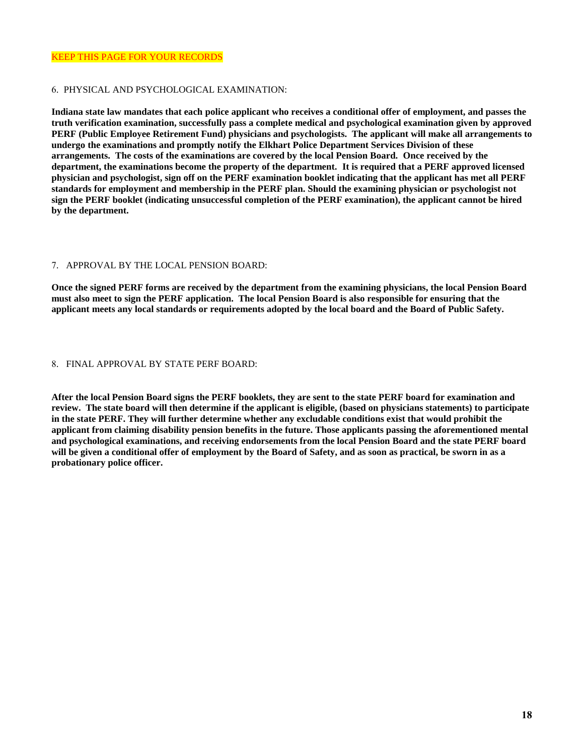KEEP THIS PAGE FOR YOUR RECORDS

6. PHYSICAL AND PSYCHOLOGICAL EXAMINATION:

**Indiana state law mandates that each police applicant who receives a conditional offer of employment, and passes the truth verification examination, successfully pass a complete medical and psychological examination given by approved PERF (Public Employee Retirement Fund) physicians and psychologists. The applicant will make all arrangements to undergo the examinations and promptly notify the Elkhart Police Department Services Division of these arrangements. The costs of the examinations are covered by the local Pension Board. Once received by the department, the examinations become the property of the department. It is required that a PERF approved licensed physician and psychologist, sign off on the PERF examination booklet indicating that the applicant has met all PERF standards for employment and membership in the PERF plan. Should the examining physician or psychologist not sign the PERF booklet (indicating unsuccessful completion of the PERF examination), the applicant cannot be hired by the department.**

7. APPROVAL BY THE LOCAL PENSION BOARD:

**Once the signed PERF forms are received by the department from the examining physicians, the local Pension Board must also meet to sign the PERF application. The local Pension Board is also responsible for ensuring that the applicant meets any local standards or requirements adopted by the local board and the Board of Public Safety.**

8. FINAL APPROVAL BY STATE PERF BOARD:

**After the local Pension Board signs the PERF booklets, they are sent to the state PERF board for examination and review. The state board will then determine if the applicant is eligible, (based on physicians statements) to participate in the state PERF. They will further determine whether any excludable conditions exist that would prohibit the applicant from claiming disability pension benefits in the future. Those applicants passing the aforementioned mental and psychological examinations, and receiving endorsements from the local Pension Board and the state PERF board will be given a conditional offer of employment by the Board of Safety, and as soon as practical, be sworn in as a probationary police officer.**